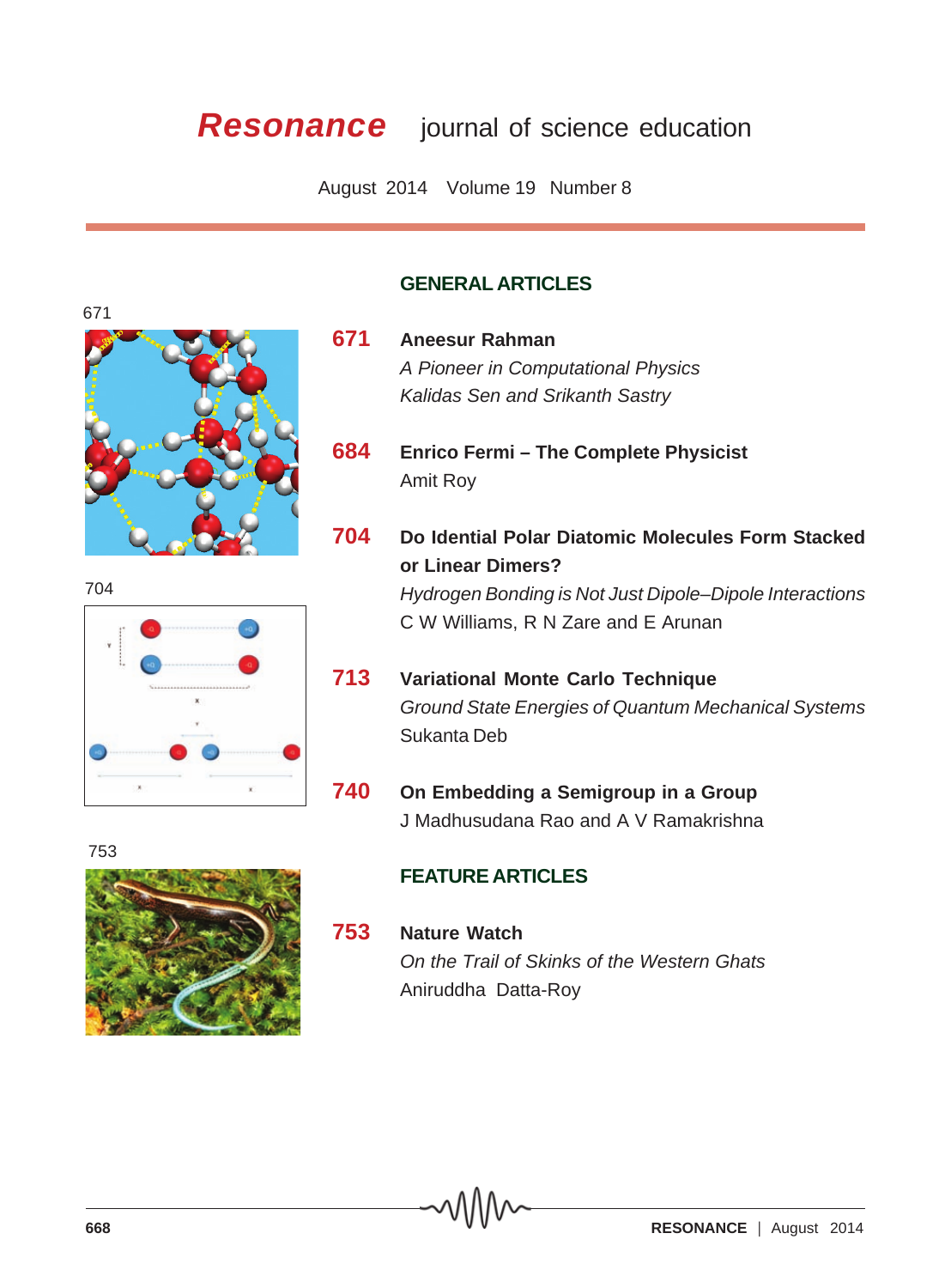# *Resonance* journal of science education

August 2014 Volume 19 Number 8

## GENERAL ARTICLES

**671** **Aneesur Rahman**
*A Pioneer in Computational Physics*
*Kalidas Sen and Srikanth Sastry*

**684** **Enrico Fermi – The Complete Physicist**
Amit Roy

**704** **Do Idential Polar Diatomic Molecules Form Stacked or Linear Dimers?**
*Hydrogen Bonding is Not Just Dipole–Dipole Interactions*
C W Williams, R N Zare and E Arunan

**713** **Variational Monte Carlo Technique**
*Ground State Energies of Quantum Mechanical Systems*
Sukanta Deb

**740** **On Embedding a Semigroup in a Group**
J Madhusudana Rao and A V Ramakrishna

## FEATURE ARTICLES

**753** **Nature Watch**
*On the Trail of Skinks of the Western Ghats*
Aniruddha Datta-Roy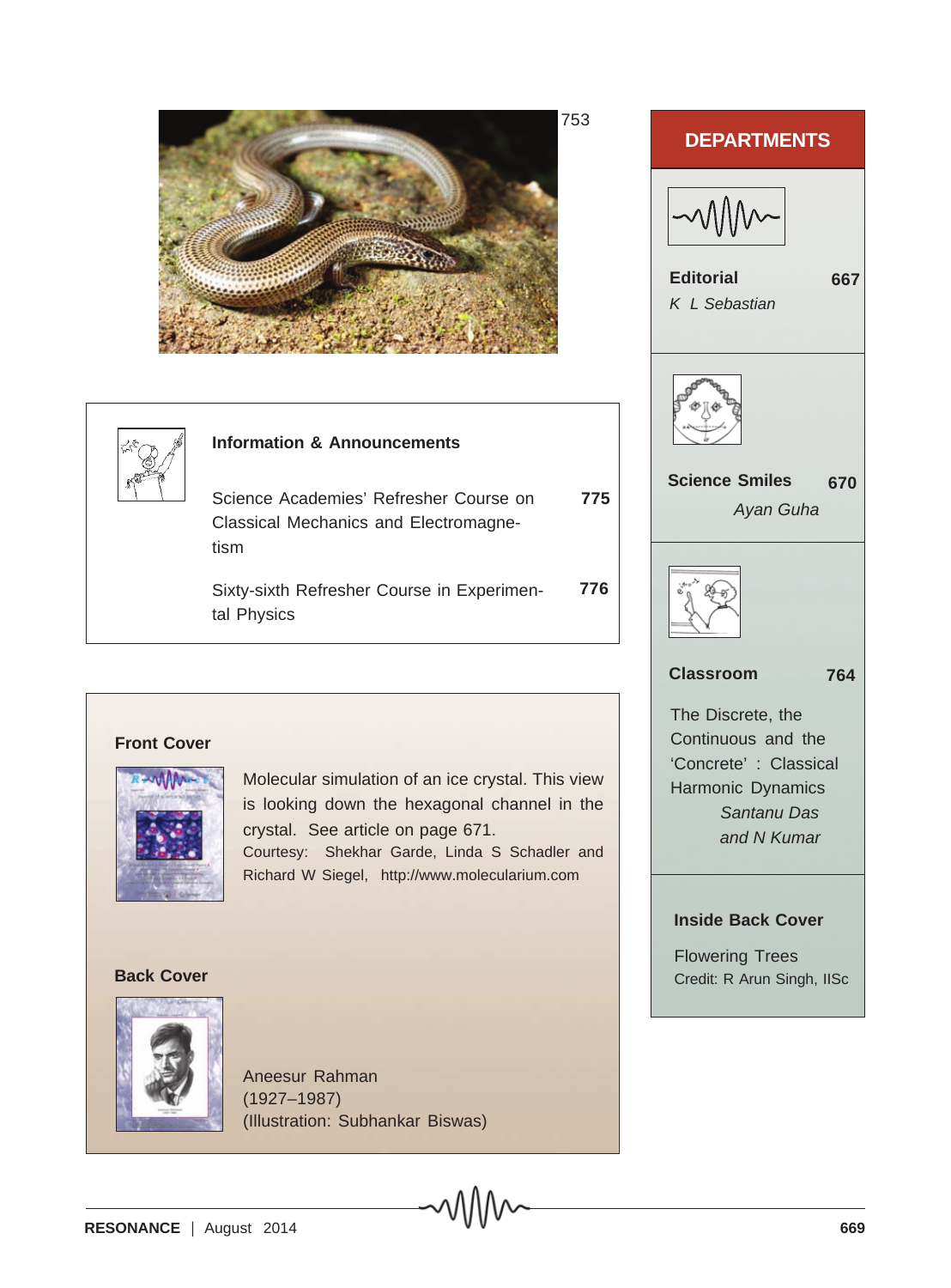753

**Information & Announcements**

Science Academies' Refresher Course on Classical Mechanics and Electromagnetism 775

Sixty-sixth Refresher Course in Experimental Physics 776

**Front Cover**

Molecular simulation of an ice crystal. This view is looking down the hexagonal channel in the crystal. See article on page 671.

Courtesy: Shekhar Garde, Linda S Schadler and Richard W Siegel, http://www.molecularium.com

**Back Cover**

Aneesur Rahman
(1927–1987)
(Illustration: Subhankar Biswas)

## DEPARTMENTS

**Editorial** 667
*K L Sebastian*

**Science Smiles** 670
*Ayan Guha*

**Classroom** 764

The Discrete, the Continuous and the 'Concrete' : Classical Harmonic Dynamics
*Santanu Das and N Kumar*

**Inside Back Cover**

Flowering Trees
Credit: R Arun Singh, IISc